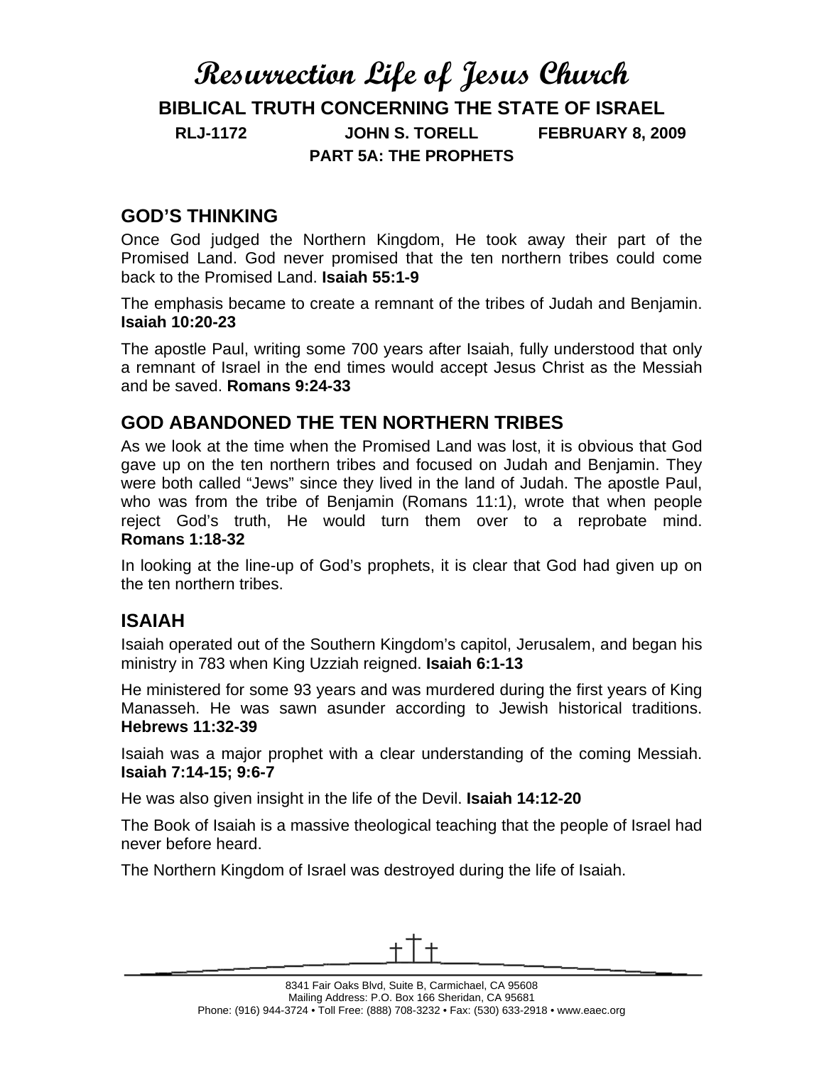# Resurrection Life of Jesus Church

## BIBLICAL TRUTH CONCERNING THE STATE OF ISRAEL

**RLJ-1172 JOHN S. TORELL FEBRUARY 8, 2009**

**PART 5A: THE PROPHETS**

## GOD'S THINKING

Once God judged the Northern Kingdom, He took away their part of the Promised Land. God never promised that the ten northern tribes could come back to the Promised Land. **Isaiah 55:1-9**

The emphasis became to create a remnant of the tribes of Judah and Benjamin. **Isaiah 10:20-23**

The apostle Paul, writing some 700 years after Isaiah, fully understood that only a remnant of Israel in the end times would accept Jesus Christ as the Messiah and be saved. **Romans 9:24-33**

## GOD ABANDONED THE TEN NORTHERN TRIBES

As we look at the time when the Promised Land was lost, it is obvious that God gave up on the ten northern tribes and focused on Judah and Benjamin. They were both called "Jews" since they lived in the land of Judah. The apostle Paul, who was from the tribe of Benjamin (Romans 11:1), wrote that when people reject God's truth, He would turn them over to a reprobate mind. **Romans 1:18-32**

In looking at the line-up of God's prophets, it is clear that God had given up on the ten northern tribes.

## ISAIAH

Isaiah operated out of the Southern Kingdom's capitol, Jerusalem, and began his ministry in 783 when King Uzziah reigned. **Isaiah 6:1-13**

He ministered for some 93 years and was murdered during the first years of King Manasseh. He was sawn asunder according to Jewish historical traditions. **Hebrews 11:32-39**

Isaiah was a major prophet with a clear understanding of the coming Messiah. **Isaiah 7:14-15; 9:6-7**

He was also given insight in the life of the Devil. **Isaiah 14:12-20**

The Book of Isaiah is a massive theological teaching that the people of Israel had never before heard.

The Northern Kingdom of Israel was destroyed during the life of Isaiah.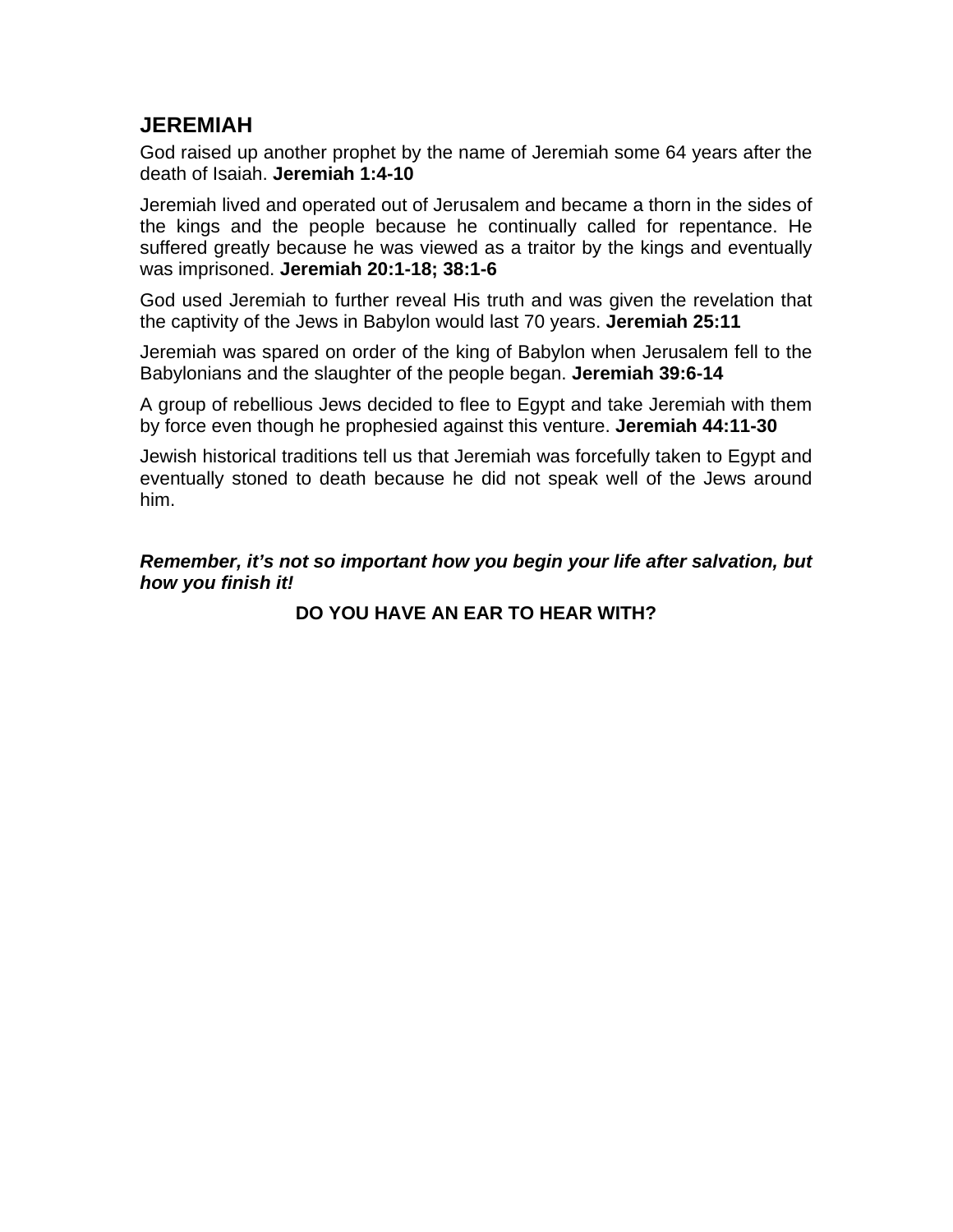## JEREMIAH

God raised up another prophet by the name of Jeremiah some 64 years after the death of Isaiah. **Jeremiah 1:4-10**

Jeremiah lived and operated out of Jerusalem and became a thorn in the sides of the kings and the people because he continually called for repentance. He suffered greatly because he was viewed as a traitor by the kings and eventually was imprisoned. **Jeremiah 20:1-18; 38:1-6**

God used Jeremiah to further reveal His truth and was given the revelation that the captivity of the Jews in Babylon would last 70 years. **Jeremiah 25:11**

Jeremiah was spared on order of the king of Babylon when Jerusalem fell to the Babylonians and the slaughter of the people began. **Jeremiah 39:6-14**

A group of rebellious Jews decided to flee to Egypt and take Jeremiah with them by force even though he prophesied against this venture. **Jeremiah 44:11-30**

Jewish historical traditions tell us that Jeremiah was forcefully taken to Egypt and eventually stoned to death because he did not speak well of the Jews around him.

***Remember, it's not so important how you begin your life after salvation, but how you finish it!***

**DO YOU HAVE AN EAR TO HEAR WITH?**